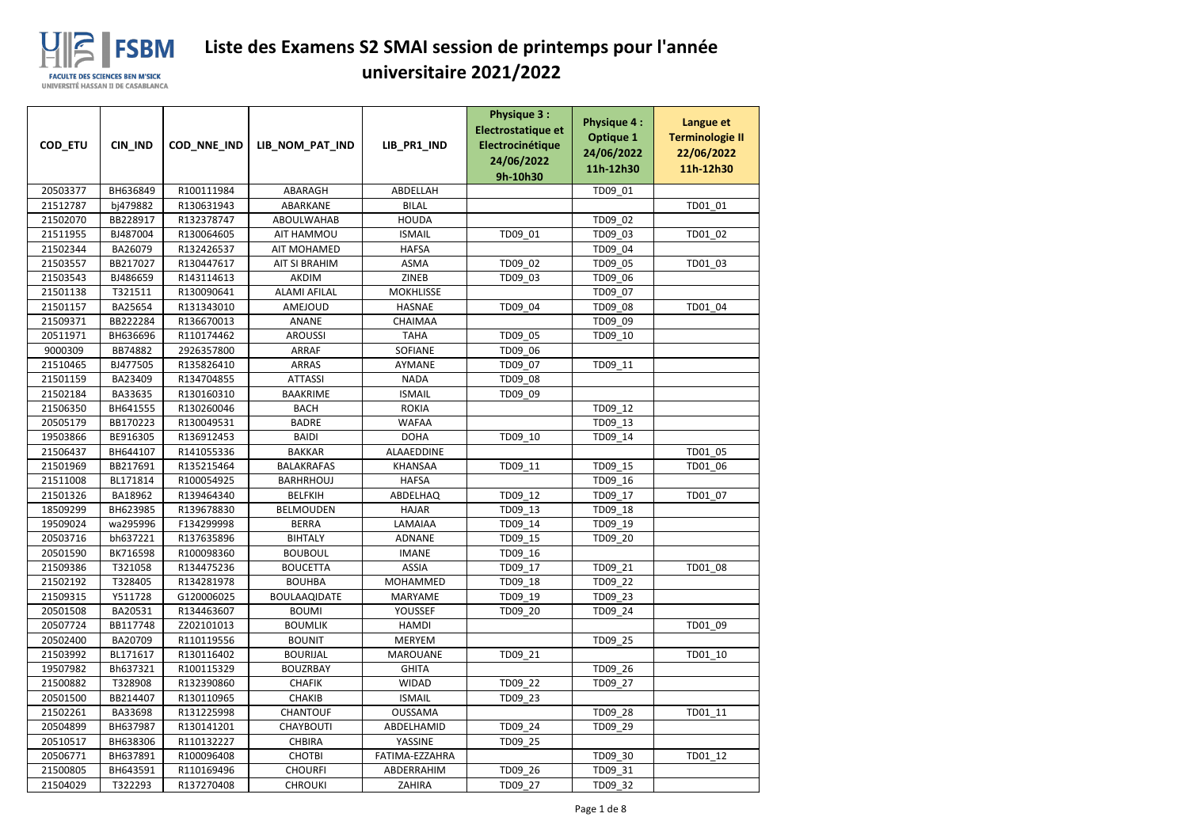# Liste des Examens S2 SMAI session de printemps pour l'année universitaire 2021/2022

FSBM
FACULTE DES SCIENCES BEN M'SICK
UNIVERSITÉ HASSAN II DE CASABLANCA

| COD_ETU | CIN_IND | COD_NNE_IND | LIB_NOM_PAT_IND | LIB_PR1_IND | Physique 3 : Electrostatique et Electrocinétique 24/06/2022 9h-10h30 | Physique 4 : Optique 1 24/06/2022 11h-12h30 | Langue et Terminologie II 22/06/2022 11h-12h30 |
|---|---|---|---|---|---|---|---|
| 20503377 | BH636849 | R100111984 | ABARAGH | ABDELLAH | | TD09_01 | |
| 21512787 | bj479882 | R130631943 | ABARKANE | BILAL | | | TD01_01 |
| 21502070 | BB228917 | R132378747 | ABOULWAHAB | HOUDA | | TD09_02 | |
| 21511955 | BJ487004 | R130064605 | AIT HAMMOU | ISMAIL | TD09_01 | TD09_03 | TD01_02 |
| 21502344 | BA26079 | R132426537 | AIT MOHAMED | HAFSA | | TD09_04 | |
| 21503557 | BB217027 | R130447617 | AIT SI BRAHIM | ASMA | TD09_02 | TD09_05 | TD01_03 |
| 21503543 | BJ486659 | R143114613 | AKDIM | ZINEB | TD09_03 | TD09_06 | |
| 21501138 | T321511 | R130090641 | ALAMI AFILAL | MOKHLISSE | | TD09_07 | |
| 21501157 | BA25654 | R131343010 | AMEJOUD | HASNAE | TD09_04 | TD09_08 | TD01_04 |
| 21509371 | BB222284 | R136670013 | ANANE | CHAIMAA | | TD09_09 | |
| 20511971 | BH636696 | R110174462 | AROUSSI | TAHA | TD09_05 | TD09_10 | |
| 9000309 | BB74882 | 2926357800 | ARRAF | SOFIANE | TD09_06 | | |
| 21510465 | BJ477505 | R135826410 | ARRAS | AYMANE | TD09_07 | TD09_11 | |
| 21501159 | BA23409 | R134704855 | ATTASSI | NADA | TD09_08 | | |
| 21502184 | BA33635 | R130160310 | BAAKRIME | ISMAIL | TD09_09 | | |
| 21506350 | BH641555 | R130260046 | BACH | ROKIA | | TD09_12 | |
| 20505179 | BB170223 | R130049531 | BADRE | WAFAA | | TD09_13 | |
| 19503866 | BE916305 | R136912453 | BAIDI | DOHA | TD09_10 | TD09_14 | |
| 21506437 | BH644107 | R141055336 | BAKKAR | ALAAEDDINE | | | TD01_05 |
| 21501969 | BB217691 | R135215464 | BALAKRAFAS | KHANSAA | TD09_11 | TD09_15 | TD01_06 |
| 21511008 | BL171814 | R100054925 | BARHRHOUJ | HAFSA | | TD09_16 | |
| 21501326 | BA18962 | R139464340 | BELFKIH | ABDELHAQ | TD09_12 | TD09_17 | TD01_07 |
| 18509299 | BH623985 | R139678830 | BELMOUDEN | HAJAR | TD09_13 | TD09_18 | |
| 19509024 | wa295996 | F134299998 | BERRA | LAMAIAA | TD09_14 | TD09_19 | |
| 20503716 | bh637221 | R137635896 | BIHTALY | ADNANE | TD09_15 | TD09_20 | |
| 20501590 | BK716598 | R100098360 | BOUBOUL | IMANE | TD09_16 | | |
| 21509386 | T321058 | R134475236 | BOUCETTA | ASSIA | TD09_17 | TD09_21 | TD01_08 |
| 21502192 | T328405 | R134281978 | BOUHBA | MOHAMMED | TD09_18 | TD09_22 | |
| 21509315 | Y511728 | G120006025 | BOULAAQIDATE | MARYAME | TD09_19 | TD09_23 | |
| 20501508 | BA20531 | R134463607 | BOUMI | YOUSSEF | TD09_20 | TD09_24 | |
| 20507724 | BB117748 | Z202101013 | BOUMLIK | HAMDI | | | TD01_09 |
| 20502400 | BA20709 | R110119556 | BOUNIT | MERYEM | | TD09_25 | |
| 21503992 | BL171617 | R130116402 | BOURIJAL | MAROUANE | TD09_21 | | TD01_10 |
| 19507982 | Bh637321 | R100115329 | BOUZRBAY | GHITA | | TD09_26 | |
| 21500882 | T328908 | R132390860 | CHAFIK | WIDAD | TD09_22 | TD09_27 | |
| 20501500 | BB214407 | R130110965 | CHAKIB | ISMAIL | TD09_23 | | |
| 21502261 | BA33698 | R131225998 | CHANTOUF | OUSSAMA | | TD09_28 | TD01_11 |
| 20504899 | BH637987 | R130141201 | CHAYBOUTI | ABDELHAMID | TD09_24 | TD09_29 | |
| 20510517 | BH638306 | R110132227 | CHBIRA | YASSINE | TD09_25 | | |
| 20506771 | BH637891 | R100096408 | CHOTBI | FATIMA-EZZAHRA | | TD09_30 | TD01_12 |
| 21500805 | BH643591 | R110169496 | CHOURFI | ABDERRAHIM | TD09_26 | TD09_31 | |
| 21504029 | T322293 | R137270408 | CHROUKI | ZAHIRA | TD09_27 | TD09_32 | |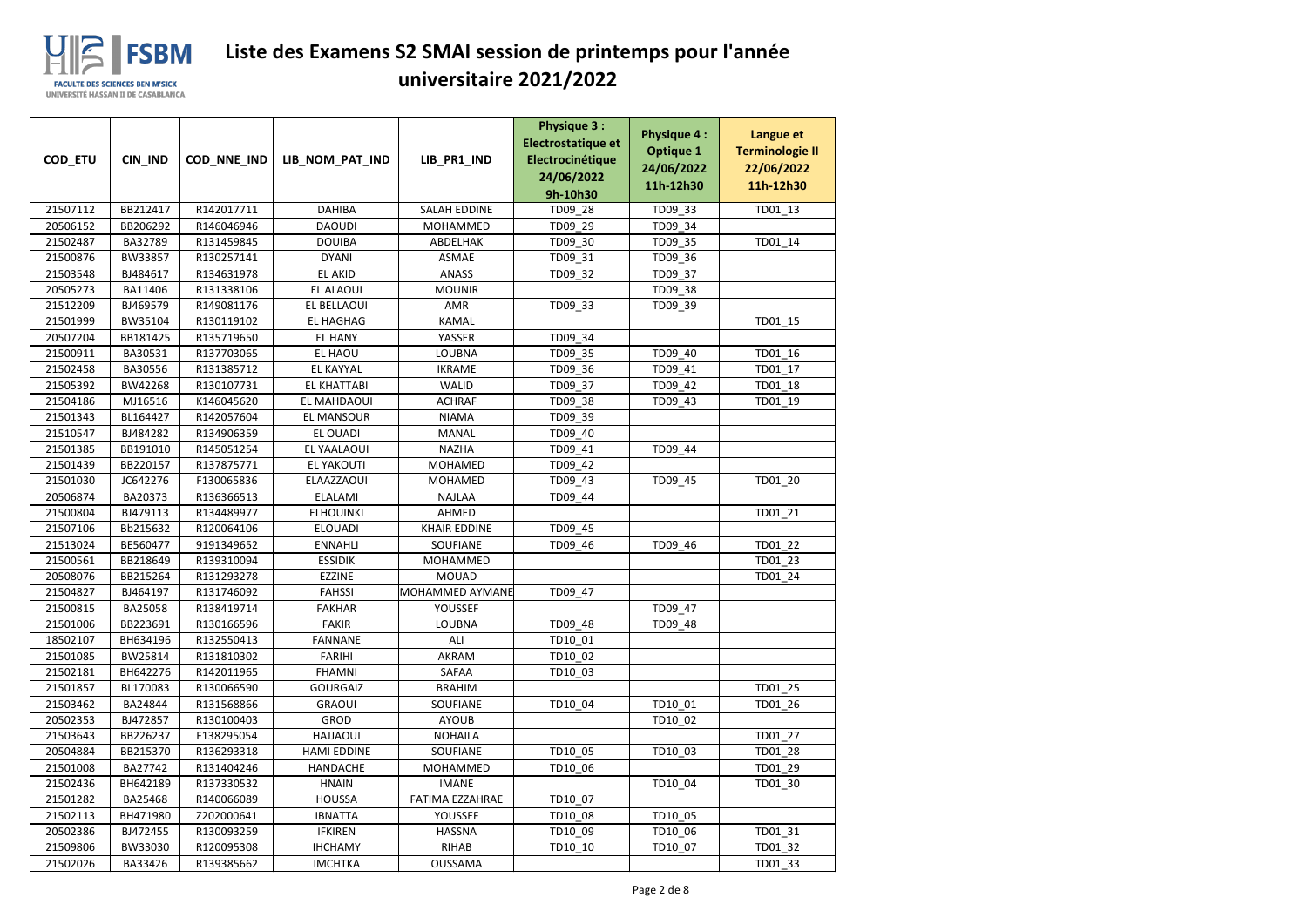# Liste des Examens S2 SMAI session de printemps pour l'année universitaire 2021/2022

| COD_ETU | CIN_IND | COD_NNE_IND | LIB_NOM_PAT_IND | LIB_PR1_IND | Physique 3 : Electrostatique et Electrocinétique 24/06/2022 9h-10h30 | Physique 4 : Optique 1 24/06/2022 11h-12h30 | Langue et Terminologie II 22/06/2022 11h-12h30 |
|---|---|---|---|---|---|---|---|
| 21507112 | BB212417 | R142017711 | DAHIBA | SALAH EDDINE | TD09_28 | TD09_33 | TD01_13 |
| 20506152 | BB206292 | R146046946 | DAOUDI | MOHAMMED | TD09_29 | TD09_34 | |
| 21502487 | BA32789 | R131459845 | DOUIBA | ABDELHAK | TD09_30 | TD09_35 | TD01_14 |
| 21500876 | BW33857 | R130257141 | DYANI | ASMAE | TD09_31 | TD09_36 | |
| 21503548 | BJ484617 | R134631978 | EL AKID | ANASS | TD09_32 | TD09_37 | |
| 20505273 | BA11406 | R131338106 | EL ALAOUI | MOUNIR | | TD09_38 | |
| 21512209 | BJ469579 | R149081176 | EL BELLAOUI | AMR | TD09_33 | TD09_39 | |
| 21501999 | BW35104 | R130119102 | EL HAGHAG | KAMAL | | | TD01_15 |
| 20507204 | BB181425 | R135719650 | EL HANY | YASSER | TD09_34 | | |
| 21500911 | BA30531 | R137703065 | EL HAOU | LOUBNA | TD09_35 | TD09_40 | TD01_16 |
| 21502458 | BA30556 | R131385712 | EL KAYYAL | IKRAME | TD09_36 | TD09_41 | TD01_17 |
| 21505392 | BW42268 | R130107731 | EL KHATTABI | WALID | TD09_37 | TD09_42 | TD01_18 |
| 21504186 | MJ16516 | K146045620 | EL MAHDAOUI | ACHRAF | TD09_38 | TD09_43 | TD01_19 |
| 21501343 | BL164427 | R142057604 | EL MANSOUR | NIAMA | TD09_39 | | |
| 21510547 | BJ484282 | R134906359 | EL OUADI | MANAL | TD09_40 | | |
| 21501385 | BB191010 | R145051254 | EL YAALAOUI | NAZHA | TD09_41 | TD09_44 | |
| 21501439 | BB220157 | R137875771 | EL YAKOUTI | MOHAMED | TD09_42 | | |
| 21501030 | JC642276 | F130065836 | ELAAZZAOUI | MOHAMED | TD09_43 | TD09_45 | TD01_20 |
| 20506874 | BA20373 | R136366513 | ELALAMI | NAJLAA | TD09_44 | | |
| 21500804 | BJ479113 | R134489977 | ELHOUINKI | AHMED | | | TD01_21 |
| 21507106 | Bb215632 | R120064106 | ELOUADI | KHAIR EDDINE | TD09_45 | | |
| 21513024 | BE560477 | 9191349652 | ENNAHLI | SOUFIANE | TD09_46 | TD09_46 | TD01_22 |
| 21500561 | BB218649 | R139310094 | ESSIDIK | MOHAMMED | | | TD01_23 |
| 20508076 | BB215264 | R131293278 | EZZINE | MOUAD | | | TD01_24 |
| 21504827 | BJ464197 | R131746092 | FAHSSI | MOHAMMED AYMANE | TD09_47 | | |
| 21500815 | BA25058 | R138419714 | FAKHAR | YOUSSEF | | TD09_47 | |
| 21501006 | BB223691 | R130166596 | FAKIR | LOUBNA | TD09_48 | TD09_48 | |
| 18502107 | BH634196 | R132550413 | FANNANE | ALI | TD10_01 | | |
| 21501085 | BW25814 | R131810302 | FARIHI | AKRAM | TD10_02 | | |
| 21502181 | BH642276 | R142011965 | FHAMNI | SAFAA | TD10_03 | | |
| 21501857 | BL170083 | R130066590 | GOURGAIZ | BRAHIM | | | TD01_25 |
| 21503462 | BA24844 | R131568866 | GRAOUI | SOUFIANE | TD10_04 | TD10_01 | TD01_26 |
| 20502353 | BJ472857 | R130100403 | GROD | AYOUB | | TD10_02 | |
| 21503643 | BB226237 | F138295054 | HAJJAOUI | NOHAILA | | | TD01_27 |
| 20504884 | BB215370 | R136293318 | HAMI EDDINE | SOUFIANE | TD10_05 | TD10_03 | TD01_28 |
| 21501008 | BA27742 | R131404246 | HANDACHE | MOHAMMED | TD10_06 | | TD01_29 |
| 21502436 | BH642189 | R137330532 | HNAIN | IMANE | | TD10_04 | TD01_30 |
| 21501282 | BA25468 | R140066089 | HOUSSA | FATIMA EZZAHRAE | TD10_07 | | |
| 21502113 | BH471980 | Z202000641 | IBNATTA | YOUSSEF | TD10_08 | TD10_05 | |
| 20502386 | BJ472455 | R130093259 | IFKIREN | HASSNA | TD10_09 | TD10_06 | TD01_31 |
| 21509806 | BW33030 | R120095308 | IHCHAMY | RIHAB | TD10_10 | TD10_07 | TD01_32 |
| 21502026 | BA33426 | R139385662 | IMCHTKA | OUSSAMA | | | TD01_33 |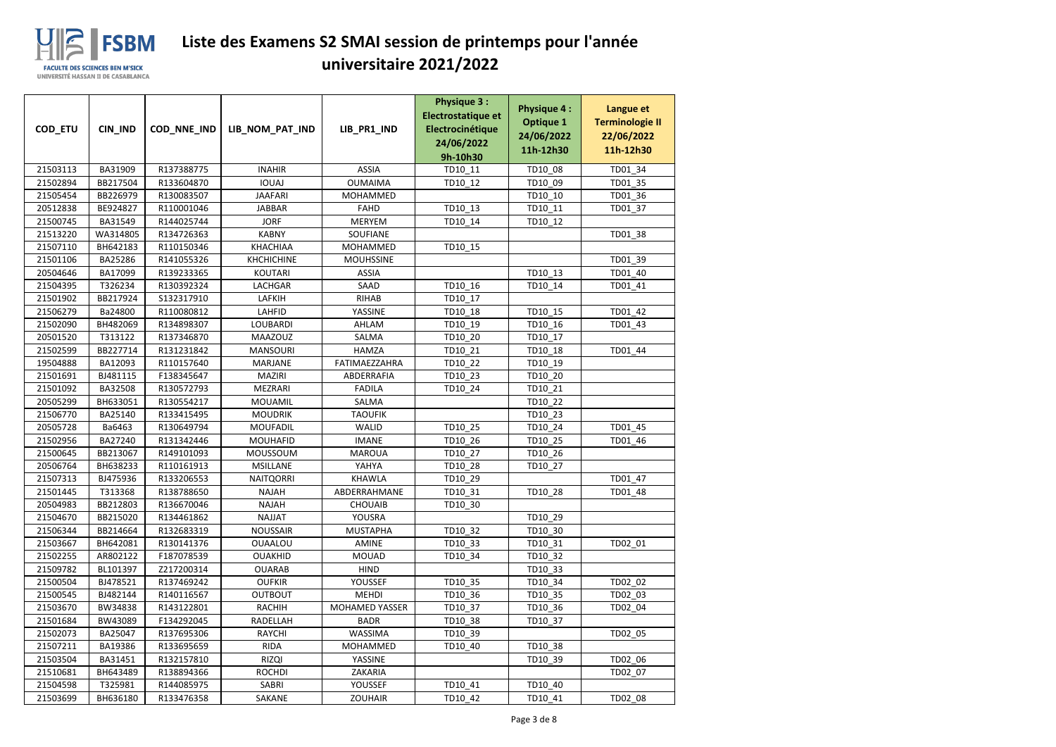# Liste des Examens S2 SMAI session de printemps pour l'année universitaire 2021/2022

| COD_ETU | CIN_IND | COD_NNE_IND | LIB_NOM_PAT_IND | LIB_PR1_IND | Physique 3 : Electrostatique et Electrocinétique 24/06/2022 9h-10h30 | Physique 4 : Optique 1 24/06/2022 11h-12h30 | Langue et Terminologie II 22/06/2022 11h-12h30 |
|---|---|---|---|---|---|---|---|
| 21503113 | BA31909 | R137388775 | INAHIR | ASSIA | TD10_11 | TD10_08 | TD01_34 |
| 21502894 | BB217504 | R133604870 | IOUAJ | OUMAIMA | TD10_12 | TD10_09 | TD01_35 |
| 21505454 | BB226979 | R130083507 | JAAFARI | MOHAMMED | | TD10_10 | TD01_36 |
| 20512838 | BE924827 | R110001046 | JABBAR | FAHD | TD10_13 | TD10_11 | TD01_37 |
| 21500745 | BA31549 | R144025744 | JORF | MERYEM | TD10_14 | TD10_12 | |
| 21513220 | WA314805 | R134726363 | KABNY | SOUFIANE | | | TD01_38 |
| 21507110 | BH642183 | R110150346 | KHACHIAA | MOHAMMED | TD10_15 | | |
| 21501106 | BA25286 | R141055326 | KHCHICHINE | MOUHSSINE | | | TD01_39 |
| 20504646 | BA17099 | R139233365 | KOUTARI | ASSIA | | TD10_13 | TD01_40 |
| 21504395 | T326234 | R130392324 | LACHGAR | SAAD | TD10_16 | TD10_14 | TD01_41 |
| 21501902 | BB217924 | S132317910 | LAFKIH | RIHAB | TD10_17 | | |
| 21506279 | Ba24800 | R110080812 | LAHFID | YASSINE | TD10_18 | TD10_15 | TD01_42 |
| 21502090 | BH482069 | R134898307 | LOUBARDI | AHLAM | TD10_19 | TD10_16 | TD01_43 |
| 20501520 | T313122 | R137346870 | MAAZOUZ | SALMA | TD10_20 | TD10_17 | |
| 21502599 | BB227714 | R131231842 | MANSOURI | HAMZA | TD10_21 | TD10_18 | TD01_44 |
| 19504888 | BA12093 | R110157640 | MARJANE | FATIMAEZZAHRA | TD10_22 | TD10_19 | |
| 21501691 | BJ481115 | F138345647 | MAZIRI | ABDERRAFIA | TD10_23 | TD10_20 | |
| 21501092 | BA32508 | R130572793 | MEZRARI | FADILA | TD10_24 | TD10_21 | |
| 20505299 | BH633051 | R130554217 | MOUAMIL | SALMA | | TD10_22 | |
| 21506770 | BA25140 | R133415495 | MOUDRIK | TAOUFIK | | TD10_23 | |
| 20505728 | Ba6463 | R130649794 | MOUFADIL | WALID | TD10_25 | TD10_24 | TD01_45 |
| 21502956 | BA27240 | R131342446 | MOUHAFID | IMANE | TD10_26 | TD10_25 | TD01_46 |
| 21500645 | BB213067 | R149101093 | MOUSSOUM | MAROUA | TD10_27 | TD10_26 | |
| 20506764 | BH638233 | R110161913 | MSILLANE | YAHYA | TD10_28 | TD10_27 | |
| 21507313 | BJ475936 | R133206553 | NAITQORRI | KHAWLA | TD10_29 | | TD01_47 |
| 21501445 | T313368 | R138788650 | NAJAH | ABDERRAHMANE | TD10_31 | TD10_28 | TD01_48 |
| 20504983 | BB212803 | R136670046 | NAJAH | CHOUAIB | TD10_30 | | |
| 21504670 | BB215020 | R134461862 | NAJJAT | YOUSRA | | TD10_29 | |
| 21506344 | BB214664 | R132683319 | NOUSSAIR | MUSTAPHA | TD10_32 | TD10_30 | |
| 21503667 | BH642081 | R130141376 | OUAALOU | AMINE | TD10_33 | TD10_31 | TD02_01 |
| 21502255 | AR802122 | F187078539 | OUAKHID | MOUAD | TD10_34 | TD10_32 | |
| 21509782 | BL101397 | Z217200314 | OUARAB | HIND | | TD10_33 | |
| 21500504 | BJ478521 | R137469242 | OUFKIR | YOUSSEF | TD10_35 | TD10_34 | TD02_02 |
| 21500545 | BJ482144 | R140116567 | OUTBOUT | MEHDI | TD10_36 | TD10_35 | TD02_03 |
| 21503670 | BW34838 | R143122801 | RACHIH | MOHAMED YASSER | TD10_37 | TD10_36 | TD02_04 |
| 21501684 | BW43089 | F134292045 | RADELLAH | BADR | TD10_38 | TD10_37 | |
| 21502073 | BA25047 | R137695306 | RAYCHI | WASSIMA | TD10_39 | | TD02_05 |
| 21507211 | BA19386 | R133695659 | RIDA | MOHAMMED | TD10_40 | TD10_38 | |
| 21503504 | BA31451 | R132157810 | RIZQI | YASSINE | | TD10_39 | TD02_06 |
| 21510681 | BH643489 | R138894366 | ROCHDI | ZAKARIA | | | TD02_07 |
| 21504598 | T325981 | R144085975 | SABRI | YOUSSEF | TD10_41 | TD10_40 | |
| 21503699 | BH636180 | R133476358 | SAKANE | ZOUHAIR | TD10_42 | TD10_41 | TD02_08 |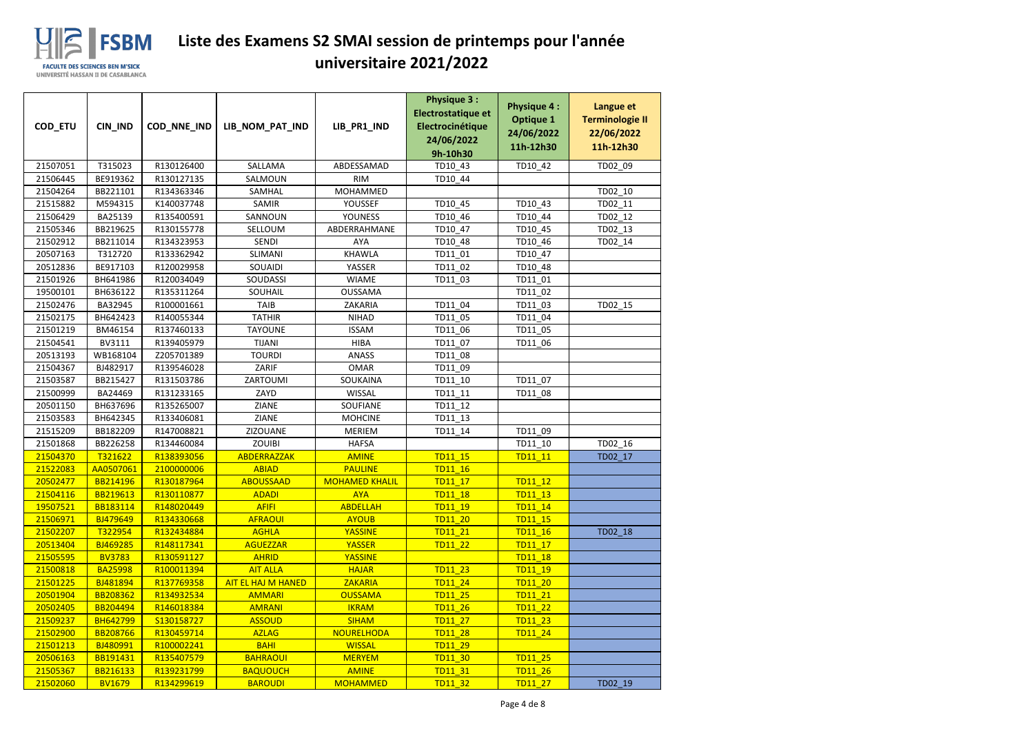# Liste des Examens S2 SMAI session de printemps pour l'année universitaire 2021/2022

| COD_ETU | CIN_IND | COD_NNE_IND | LIB_NOM_PAT_IND | LIB_PR1_IND | Physique 3 : Electrostatique et Electrocinétique 24/06/2022 9h-10h30 | Physique 4 : Optique 1 24/06/2022 11h-12h30 | Langue et Terminologie II 22/06/2022 11h-12h30 |
|---|---|---|---|---|---|---|---|
| 21507051 | T315023 | R130126400 | SALLAMA | ABDESSAMAD | TD10_43 | TD10_42 | TD02_09 |
| 21506445 | BE919362 | R130127135 | SALMOUN | RIM | TD10_44 | | |
| 21504264 | BB221101 | R134363346 | SAMHAL | MOHAMMED | | | TD02_10 |
| 21515882 | M594315 | K140037748 | SAMIR | YOUSSEF | TD10_45 | TD10_43 | TD02_11 |
| 21506429 | BA25139 | R135400591 | SANNOUN | YOUNESS | TD10_46 | TD10_44 | TD02_12 |
| 21505346 | BB219625 | R130155778 | SELLOUM | ABDERRAHMANE | TD10_47 | TD10_45 | TD02_13 |
| 21502912 | BB211014 | R134323953 | SENDI | AYA | TD10_48 | TD10_46 | TD02_14 |
| 20507163 | T312720 | R133362942 | SLIMANI | KHAWLA | TD11_01 | TD10_47 | |
| 20512836 | BE917103 | R120029958 | SOUAIDI | YASSER | TD11_02 | TD10_48 | |
| 21501926 | BH641986 | R120034049 | SOUDASSI | WIAME | TD11_03 | TD11_01 | |
| 19500101 | BH636122 | R135311264 | SOUHAIL | OUSSAMA | | TD11_02 | |
| 21502476 | BA32945 | R100001661 | TAIB | ZAKARIA | TD11_04 | TD11_03 | TD02_15 |
| 21502175 | BH642423 | R140055344 | TATHIR | NIHAD | TD11_05 | TD11_04 | |
| 21501219 | BM46154 | R137460133 | TAYOUNE | ISSAM | TD11_06 | TD11_05 | |
| 21504541 | BV3111 | R139405979 | TIJANI | HIBA | TD11_07 | TD11_06 | |
| 20513193 | WB168104 | Z205701389 | TOURDI | ANASS | TD11_08 | | |
| 21504367 | BJ482917 | R139546028 | ZARIF | OMAR | TD11_09 | | |
| 21503587 | BB215427 | R131503786 | ZARTOUMI | SOUKAINA | TD11_10 | TD11_07 | |
| 21500999 | BA24469 | R131233165 | ZAYD | WISSAL | TD11_11 | TD11_08 | |
| 20501150 | BH637696 | R135265007 | ZIANE | SOUFIANE | TD11_12 | | |
| 21503583 | BH642345 | R133406081 | ZIANE | MOHCINE | TD11_13 | | |
| 21515209 | BB182209 | R147008821 | ZIZOUANE | MERIEM | TD11_14 | TD11_09 | |
| 21501868 | BB226258 | R134460084 | ZOUIBI | HAFSA | | TD11_10 | TD02_16 |
| 21504370 | T321622 | R138393056 | ABDERRAZZAK | AMINE | TD11_15 | TD11_11 | TD02_17 |
| 21522083 | AA0507061 | 2100000006 | ABIAD | PAULINE | TD11_16 | | |
| 20502477 | BB214196 | R130187964 | ABOUSSAAD | MOHAMED KHALIL | TD11_17 | TD11_12 | |
| 21504116 | BB219613 | R130110877 | ADADI | AYA | TD11_18 | TD11_13 | |
| 19507521 | BB183114 | R148020449 | AFIFI | ABDELLAH | TD11_19 | TD11_14 | |
| 21506971 | BJ479649 | R134330668 | AFRAOUI | AYOUB | TD11_20 | TD11_15 | |
| 21502207 | T322954 | R132434884 | AGHLA | YASSINE | TD11_21 | TD11_16 | TD02_18 |
| 20513404 | BJ469285 | R148117341 | AGUEZZAR | YASSER | TD11_22 | TD11_17 | |
| 21505595 | BV3783 | R130591127 | AHRID | YASSINE | | TD11_18 | |
| 21500818 | BA25998 | R100011394 | AIT ALLA | HAJAR | TD11_23 | TD11_19 | |
| 21501225 | BJ481894 | R137769358 | AIT EL HAJ M HANED | ZAKARIA | TD11_24 | TD11_20 | |
| 20501904 | BB208362 | R134932534 | AMMARI | OUSSAMA | TD11_25 | TD11_21 | |
| 20502405 | BB204494 | R146018384 | AMRANI | IKRAM | TD11_26 | TD11_22 | |
| 21509237 | BH642799 | S130158727 | ASSOUD | SIHAM | TD11_27 | TD11_23 | |
| 21502900 | BB208766 | R130459714 | AZLAG | NOURELHODA | TD11_28 | TD11_24 | |
| 21501213 | BJ480991 | R100002241 | BAHI | WISSAL | TD11_29 | | |
| 20506163 | BB191431 | R135407579 | BAHRAOUI | MERYEM | TD11_30 | TD11_25 | |
| 21505367 | BB216133 | R139231799 | BAQUOUCH | AMINE | TD11_31 | TD11_26 | |
| 21502060 | BV1679 | R134299619 | BAROUDI | MOHAMMED | TD11_32 | TD11_27 | TD02_19 |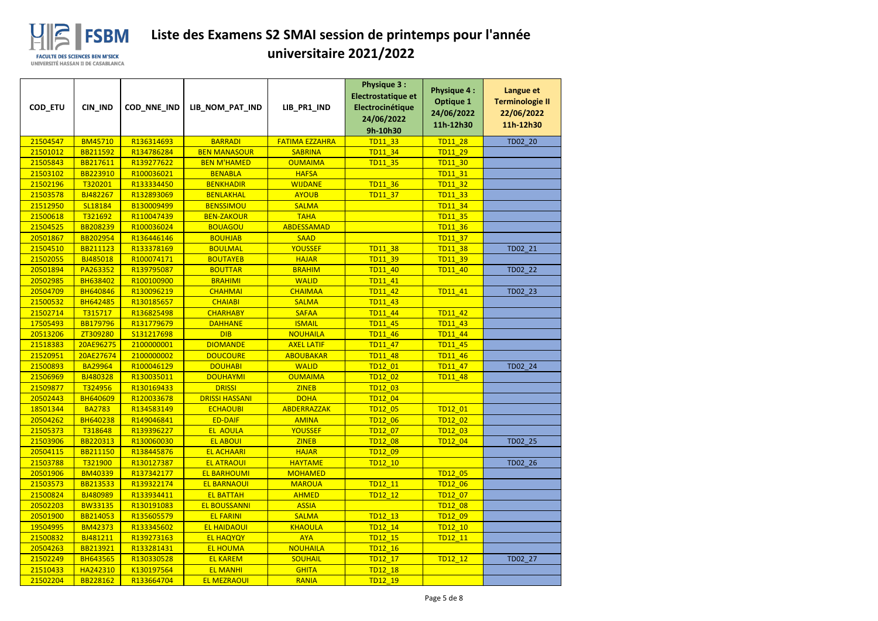# Liste des Examens S2 SMAI session de printemps pour l'année universitaire 2021/2022

| COD_ETU | CIN_IND | COD_NNE_IND | LIB_NOM_PAT_IND | LIB_PR1_IND | Physique 3 : Electrostatique et Electrocinétique 24/06/2022 9h-10h30 | Physique 4 : Optique 1 24/06/2022 11h-12h30 | Langue et Terminologie II 22/06/2022 11h-12h30 |
|---|---|---|---|---|---|---|---|
| 21504547 | BM45710 | R136314693 | BARRADI | FATIMA EZZAHRA | TD11_33 | TD11_28 | TD02_20 |
| 21501012 | BB211592 | R134786284 | BEN MANASOUR | SABRINA | TD11_34 | TD11_29 | |
| 21505843 | BB217611 | R139277622 | BEN M'HAMED | OUMAIMA | TD11_35 | TD11_30 | |
| 21503102 | BB223910 | R100036021 | BENABLA | HAFSA | | TD11_31 | |
| 21502196 | T320201 | R133334450 | BENKHADIR | WIJDANE | TD11_36 | TD11_32 | |
| 21503578 | BJ482267 | R132893069 | BENLAKHAL | AYOUB | TD11_37 | TD11_33 | |
| 21512950 | SL18184 | B130009499 | BENSSIMOU | SALMA | | TD11_34 | |
| 21500618 | T321692 | R110047439 | BEN-ZAKOUR | TAHA | | TD11_35 | |
| 21504525 | BB208239 | R100036024 | BOUAGOU | ABDESSAMAD | | TD11_36 | |
| 20501867 | BB202954 | R136446146 | BOUHJAB | SAAD | | TD11_37 | |
| 21504510 | BB211123 | R133378169 | BOULMAL | YOUSSEF | TD11_38 | TD11_38 | TD02_21 |
| 21502055 | BJ485018 | R100074171 | BOUTAYEB | HAJAR | TD11_39 | TD11_39 | |
| 20501894 | PA263352 | R139795087 | BOUTTAR | BRAHIM | TD11_40 | TD11_40 | TD02_22 |
| 20502985 | BH638402 | R100100900 | BRAHIMI | WALID | TD11_41 | | |
| 20504709 | BH640846 | R130096219 | CHAHMAI | CHAIMAA | TD11_42 | TD11_41 | TD02_23 |
| 21500532 | BH642485 | R130185657 | CHAIABI | SALMA | TD11_43 | | |
| 21502714 | T315717 | R136825498 | CHARHABY | SAFAA | TD11_44 | TD11_42 | |
| 17505493 | BB179796 | R131779679 | DAHHANE | ISMAIL | TD11_45 | TD11_43 | |
| 20513206 | ZT309280 | S131217698 | DIB | NOUHAILA | TD11_46 | TD11_44 | |
| 21518383 | 20AE96275 | 2100000001 | DIOMANDE | AXEL LATIF | TD11_47 | TD11_45 | |
| 21520951 | 20AE27674 | 2100000002 | DOUCOURE | ABOUBAKAR | TD11_48 | TD11_46 | |
| 21500893 | BA29964 | R100046129 | DOUHABI | WALID | TD12_01 | TD11_47 | TD02_24 |
| 21506969 | BJ480328 | R130035011 | DOUHAYMI | OUMAIMA | TD12_02 | TD11_48 | |
| 21509877 | T324956 | R130169433 | DRISSI | ZINEB | TD12_03 | | |
| 20502443 | BH640609 | R120033678 | DRISSI HASSANI | DOHA | TD12_04 | | |
| 18501344 | BA2783 | R134583149 | ECHAOUBI | ABDERRAZZAK | TD12_05 | TD12_01 | |
| 20504262 | BH640238 | R149046841 | ED-DAIF | AMINA | TD12_06 | TD12_02 | |
| 21505373 | T318648 | R139396227 | EL AOULA | YOUSSEF | TD12_07 | TD12_03 | |
| 21503906 | BB220313 | R130060030 | EL ABOUI | ZINEB | TD12_08 | TD12_04 | TD02_25 |
| 20504115 | BB211150 | R138445876 | EL ACHAARI | HAJAR | TD12_09 | | |
| 21503788 | T321900 | R130127387 | EL ATRAOUI | HAYTAME | TD12_10 | | TD02_26 |
| 20501906 | BM40339 | R137342177 | EL BARHOUMI | MOHAMED | | TD12_05 | |
| 21503573 | BB213533 | R139322174 | EL BARNAOUI | MAROUA | TD12_11 | TD12_06 | |
| 21500824 | BJ480989 | R133934411 | EL BATTAH | AHMED | TD12_12 | TD12_07 | |
| 20502203 | BW33135 | R130191083 | EL BOUSSANNI | ASSIA | | TD12_08 | |
| 20501900 | BB214053 | R135605579 | EL FARINI | SALMA | TD12_13 | TD12_09 | |
| 19504995 | BM42373 | R133345602 | EL HAIDAOUI | KHAOULA | TD12_14 | TD12_10 | |
| 21500832 | BJ481211 | R139273163 | EL HAQYQY | AYA | TD12_15 | TD12_11 | |
| 20504263 | BB213921 | R133281431 | EL HOUMA | NOUHAILA | TD12_16 | | |
| 21502249 | BH643565 | R130330528 | EL KAREM | SOUHAIL | TD12_17 | TD12_12 | TD02_27 |
| 21510433 | HA242310 | K130197564 | EL MANHI | GHITA | TD12_18 | | |
| 21502204 | BB228162 | R133664704 | EL MEZRAOUI | RANIA | TD12_19 | | |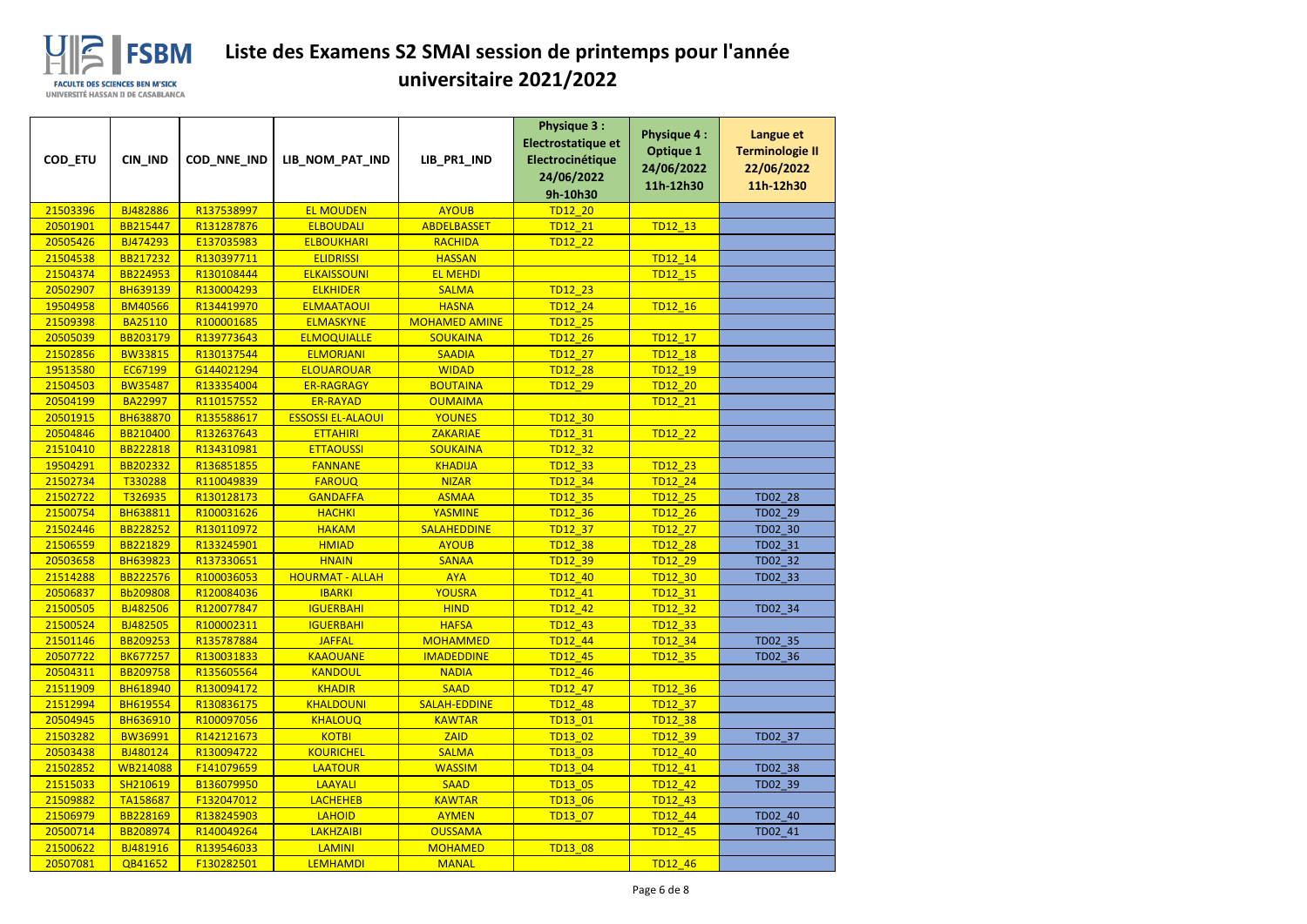# Liste des Examens S2 SMAI session de printemps pour l'année universitaire 2021/2022

| COD_ETU | CIN_IND | COD_NNE_IND | LIB_NOM_PAT_IND | LIB_PR1_IND | Physique 3 : Electrostatique et Electrocinétique 24/06/2022 9h-10h30 | Physique 4 : Optique 1 24/06/2022 11h-12h30 | Langue et Terminologie II 22/06/2022 11h-12h30 |
|---|---|---|---|---|---|---|---|
| 21503396 | BJ482886 | R137538997 | EL MOUDEN | AYOUB | TD12_20 | | |
| 20501901 | BB215447 | R131287876 | ELBOUDALI | ABDELBASSET | TD12_21 | TD12_13 | |
| 20505426 | BJ474293 | E137035983 | ELBOUKHARI | RACHIDA | TD12_22 | | |
| 21504538 | BB217232 | R130397711 | ELIDRISSI | HASSAN | | TD12_14 | |
| 21504374 | BB224953 | R130108444 | ELKAISSOUNI | EL MEHDI | | TD12_15 | |
| 20502907 | BH639139 | R130004293 | ELKHIDER | SALMA | TD12_23 | | |
| 19504958 | BM40566 | R134419970 | ELMAATAOUI | HASNA | TD12_24 | TD12_16 | |
| 21509398 | BA25110 | R100001685 | ELMASKYNE | MOHAMED AMINE | TD12_25 | | |
| 20505039 | BB203179 | R139773643 | ELMOQUIALLE | SOUKAINA | TD12_26 | TD12_17 | |
| 21502856 | BW33815 | R130137544 | ELMORJANI | SAADIA | TD12_27 | TD12_18 | |
| 19513580 | EC67199 | G144021294 | ELOUAROUAR | WIDAD | TD12_28 | TD12_19 | |
| 21504503 | BW35487 | R133354004 | ER-RAGRAGY | BOUTAINA | TD12_29 | TD12_20 | |
| 20504199 | BA22997 | R110157552 | ER-RAYAD | OUMAIMA | | TD12_21 | |
| 20501915 | BH638870 | R135588617 | ESSOSSI EL-ALAOUI | YOUNES | TD12_30 | | |
| 20504846 | BB210400 | R132637643 | ETTAHIRI | ZAKARIAE | TD12_31 | TD12_22 | |
| 21510410 | BB222818 | R134310981 | ETTAOUSSI | SOUKAINA | TD12_32 | | |
| 19504291 | BB202332 | R136851855 | FANNANE | KHADIJA | TD12_33 | TD12_23 | |
| 21502734 | T330288 | R110049839 | FAROUQ | NIZAR | TD12_34 | TD12_24 | |
| 21502722 | T326935 | R130128173 | GANDAFFA | ASMAA | TD12_35 | TD12_25 | TD02_28 |
| 21500754 | BH638811 | R100031626 | HACHKI | YASMINE | TD12_36 | TD12_26 | TD02_29 |
| 21502446 | BB228252 | R130110972 | HAKAM | SALAHEDDINE | TD12_37 | TD12_27 | TD02_30 |
| 21506559 | BB221829 | R133245901 | HMIAD | AYOUB | TD12_38 | TD12_28 | TD02_31 |
| 20503658 | BH639823 | R137330651 | HNAIN | SANAA | TD12_39 | TD12_29 | TD02_32 |
| 21514288 | BB222576 | R100036053 | HOURMAT - ALLAH | AYA | TD12_40 | TD12_30 | TD02_33 |
| 20506837 | Bb209808 | R120084036 | IBARKI | YOUSRA | TD12_41 | TD12_31 | |
| 21500505 | BJ482506 | R120077847 | IGUERBAHI | HIND | TD12_42 | TD12_32 | TD02_34 |
| 21500524 | BJ482505 | R100002311 | IGUERBAHI | HAFSA | TD12_43 | TD12_33 | |
| 21501146 | BB209253 | R135787884 | JAFFAL | MOHAMMED | TD12_44 | TD12_34 | TD02_35 |
| 20507722 | BK677257 | R130031833 | KAAOUANE | IMADEDDINE | TD12_45 | TD12_35 | TD02_36 |
| 20504311 | BB209758 | R135605564 | KANDOUL | NADIA | TD12_46 | | |
| 21511909 | BH618940 | R130094172 | KHADIR | SAAD | TD12_47 | TD12_36 | |
| 21512994 | BH619554 | R130836175 | KHALDOUNI | SALAH-EDDINE | TD12_48 | TD12_37 | |
| 20504945 | BH636910 | R100097056 | KHALOUQ | KAWTAR | TD13_01 | TD12_38 | |
| 21503282 | BW36991 | R142121673 | KOTBI | ZAID | TD13_02 | TD12_39 | TD02_37 |
| 20503438 | BJ480124 | R130094722 | KOURICHEL | SALMA | TD13_03 | TD12_40 | |
| 21502852 | WB214088 | F141079659 | LAATOUR | WASSIM | TD13_04 | TD12_41 | TD02_38 |
| 21515033 | SH210619 | B136079950 | LAAYALI | SAAD | TD13_05 | TD12_42 | TD02_39 |
| 21509882 | TA158687 | F132047012 | LACHEHEB | KAWTAR | TD13_06 | TD12_43 | |
| 21506979 | BB228169 | R138245903 | LAHOID | AYMEN | TD13_07 | TD12_44 | TD02_40 |
| 20500714 | BB208974 | R140049264 | LAKHZAIBI | OUSSAMA | | TD12_45 | TD02_41 |
| 21500622 | BJ481916 | R139546033 | LAMINI | MOHAMED | TD13_08 | | |
| 20507081 | QB41652 | F130282501 | LEMHAMDI | MANAL | | TD12_46 | |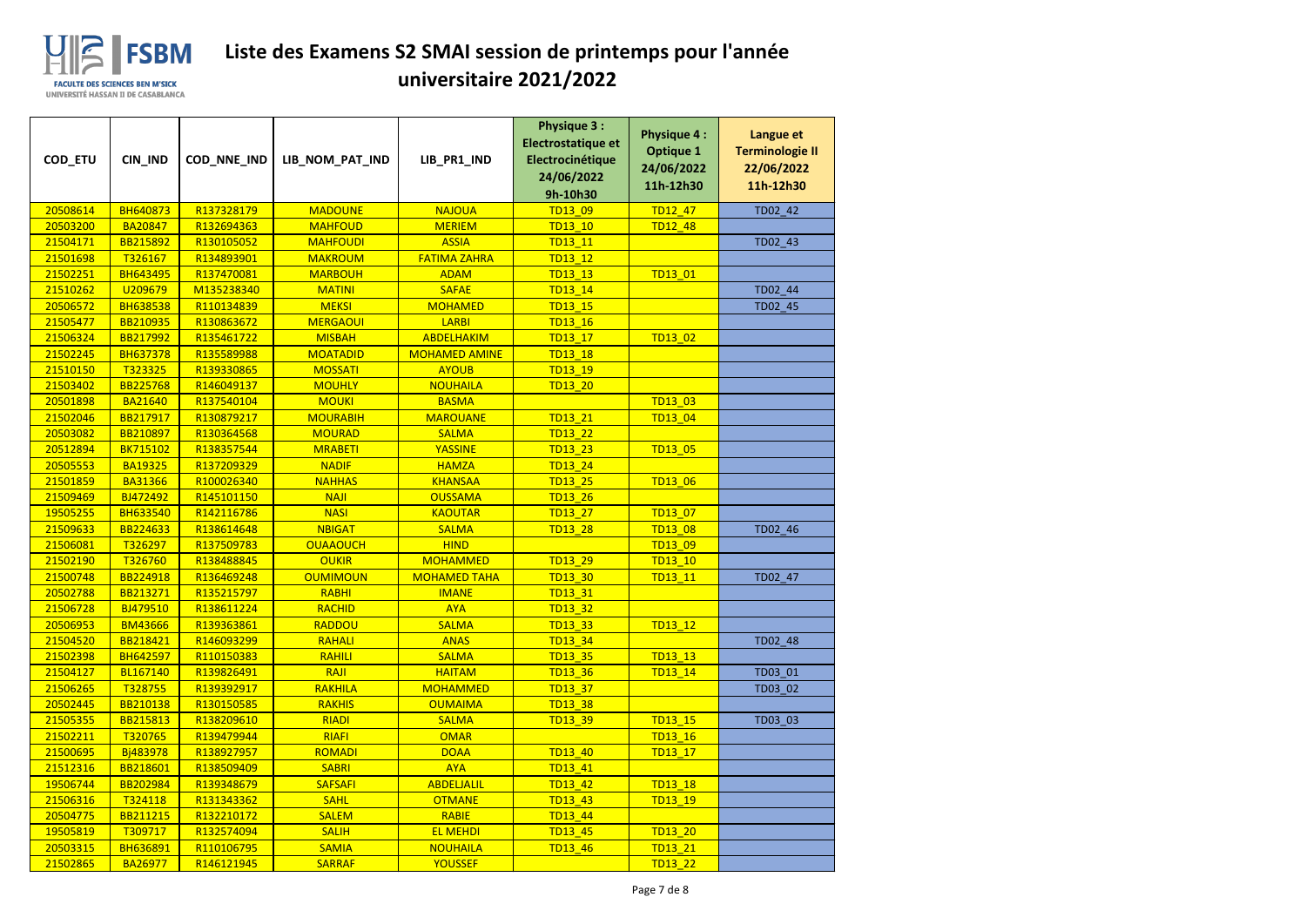# Liste des Examens S2 SMAI session de printemps pour l'année universitaire 2021/2022

| COD_ETU | CIN_IND | COD_NNE_IND | LIB_NOM_PAT_IND | LIB_PR1_IND | Physique 3 : Electrostatique et Electrocinétique 24/06/2022 9h-10h30 | Physique 4 : Optique 1 24/06/2022 11h-12h30 | Langue et Terminologie II 22/06/2022 11h-12h30 |
|---|---|---|---|---|---|---|---|
| 20508614 | BH640873 | R137328179 | MADOUNE | NAJOUA | TD13_09 | TD12_47 | TD02_42 |
| 20503200 | BA20847 | R132694363 | MAHFOUD | MERIEM | TD13_10 | TD12_48 | |
| 21504171 | BB215892 | R130105052 | MAHFOUDI | ASSIA | TD13_11 | | TD02_43 |
| 21501698 | T326167 | R134893901 | MAKROUM | FATIMA ZAHRA | TD13_12 | | |
| 21502251 | BH643495 | R137470081 | MARBOUH | ADAM | TD13_13 | TD13_01 | |
| 21510262 | U209679 | M135238340 | MATINI | SAFAE | TD13_14 | | TD02_44 |
| 20506572 | BH638538 | R110134839 | MEKSI | MOHAMED | TD13_15 | | TD02_45 |
| 21505477 | BB210935 | R130863672 | MERGAOUI | LARBI | TD13_16 | | |
| 21506324 | BB217992 | R135461722 | MISBAH | ABDELHAKIM | TD13_17 | TD13_02 | |
| 21502245 | BH637378 | R135589988 | MOATADID | MOHAMED AMINE | TD13_18 | | |
| 21510150 | T323325 | R139330865 | MOSSATI | AYOUB | TD13_19 | | |
| 21503402 | BB225768 | R146049137 | MOUHLY | NOUHAILA | TD13_20 | | |
| 20501898 | BA21640 | R137540104 | MOUKI | BASMA | | TD13_03 | |
| 21502046 | BB217917 | R130879217 | MOURABIH | MAROUANE | TD13_21 | TD13_04 | |
| 20503082 | BB210897 | R130364568 | MOURAD | SALMA | TD13_22 | | |
| 20512894 | BK715102 | R138357544 | MRABETI | YASSINE | TD13_23 | TD13_05 | |
| 20505553 | BA19325 | R137209329 | NADIF | HAMZA | TD13_24 | | |
| 21501859 | BA31366 | R100026340 | NAHHAS | KHANSAA | TD13_25 | TD13_06 | |
| 21509469 | BJ472492 | R145101150 | NAJI | OUSSAMA | TD13_26 | | |
| 19505255 | BH633540 | R142116786 | NASI | KAOUTAR | TD13_27 | TD13_07 | |
| 21509633 | BB224633 | R138614648 | NBIGAT | SALMA | TD13_28 | TD13_08 | TD02_46 |
| 21506081 | T326297 | R137509783 | OUAAOUCH | HIND | | TD13_09 | |
| 21502190 | T326760 | R138488845 | OUKIR | MOHAMMED | TD13_29 | TD13_10 | |
| 21500748 | BB224918 | R136469248 | OUMIMOUN | MOHAMED TAHA | TD13_30 | TD13_11 | TD02_47 |
| 20502788 | BB213271 | R135215797 | RABHI | IMANE | TD13_31 | | |
| 21506728 | BJ479510 | R138611224 | RACHID | AYA | TD13_32 | | |
| 20506953 | BM43666 | R139363861 | RADDOU | SALMA | TD13_33 | TD13_12 | |
| 21504520 | BB218421 | R146093299 | RAHALI | ANAS | TD13_34 | | TD02_48 |
| 21502398 | BH642597 | R110150383 | RAHILI | SALMA | TD13_35 | TD13_13 | |
| 21504127 | BL167140 | R139826491 | RAJI | HAITAM | TD13_36 | TD13_14 | TD03_01 |
| 21506265 | T328755 | R139392917 | RAKHILA | MOHAMMED | TD13_37 | | TD03_02 |
| 20502445 | BB210138 | R130150585 | RAKHIS | OUMAIMA | TD13_38 | | |
| 21505355 | BB215813 | R138209610 | RIADI | SALMA | TD13_39 | TD13_15 | TD03_03 |
| 21502211 | T320765 | R139479944 | RIAFI | OMAR | | TD13_16 | |
| 21500695 | Bj483978 | R138927957 | ROMADI | DOAA | TD13_40 | TD13_17 | |
| 21512316 | BB218601 | R138509409 | SABRI | AYA | TD13_41 | | |
| 19506744 | BB202984 | R139348679 | SAFSAFI | ABDELJALIL | TD13_42 | TD13_18 | |
| 21506316 | T324118 | R131343362 | SAHL | OTMANE | TD13_43 | TD13_19 | |
| 20504775 | BB211215 | R132210172 | SALEM | RABIE | TD13_44 | | |
| 19505819 | T309717 | R132574094 | SALIH | EL MEHDI | TD13_45 | TD13_20 | |
| 20503315 | BH636891 | R110106795 | SAMIA | NOUHAILA | TD13_46 | TD13_21 | |
| 21502865 | BA26977 | R146121945 | SARRAF | YOUSSEF | | TD13_22 | |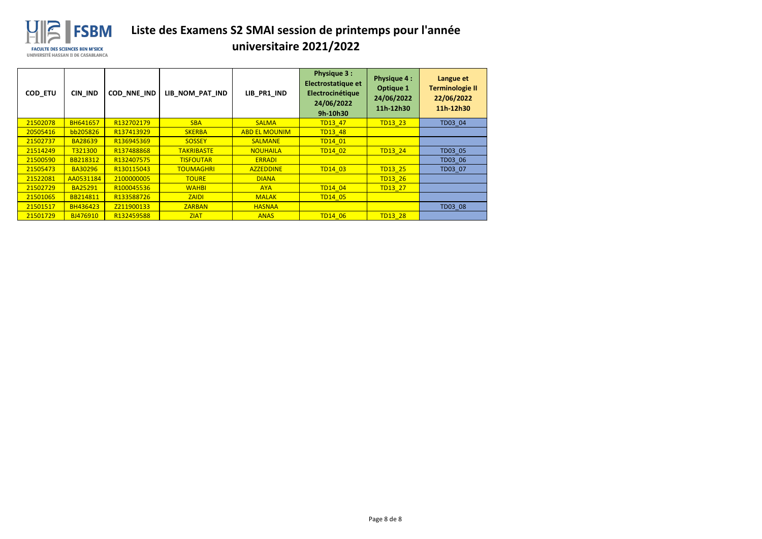# Liste des Examens S2 SMAI session de printemps pour l'année universitaire 2021/2022

FSBM
FACULTE DES SCIENCES BEN M'SICK
UNIVERSITÉ HASSAN II DE CASABLANCA

| COD_ETU | CIN_IND | COD_NNE_IND | LIB_NOM_PAT_IND | LIB_PR1_IND | Physique 3 : Electrostatique et Electrocinétique 24/06/2022 9h-10h30 | Physique 4 : Optique 1 24/06/2022 11h-12h30 | Langue et Terminologie II 22/06/2022 11h-12h30 |
|---|---|---|---|---|---|---|---|
| 21502078 | BH641657 | R132702179 | SBA | SALMA | TD13_47 | TD13_23 | TD03_04 |
| 20505416 | bb205826 | R137413929 | SKERBA | ABD EL MOUNIM | TD13_48 | | |
| 21502737 | BA28639 | R136945369 | SOSSEY | SALMANE | TD14_01 | | |
| 21514249 | T321300 | R137488868 | TAKRIBASTE | NOUHAILA | TD14_02 | TD13_24 | TD03_05 |
| 21500590 | BB218312 | R132407575 | TISFOUTAR | ERRADI | | | TD03_06 |
| 21505473 | BA30296 | R130115043 | TOUMAGHRI | AZZEDDINE | TD14_03 | TD13_25 | TD03_07 |
| 21522081 | AA0531184 | 2100000005 | TOURE | DIANA | | TD13_26 | |
| 21502729 | BA25291 | R100045536 | WAHBI | AYA | TD14_04 | TD13_27 | |
| 21501065 | BB214811 | R133588726 | ZAIDI | MALAK | TD14_05 | | |
| 21501517 | BH436423 | Z211900133 | ZARBAN | HASNAA | | | TD03_08 |
| 21501729 | BJ476910 | R132459588 | ZIAT | ANAS | TD14_06 | TD13_28 | |